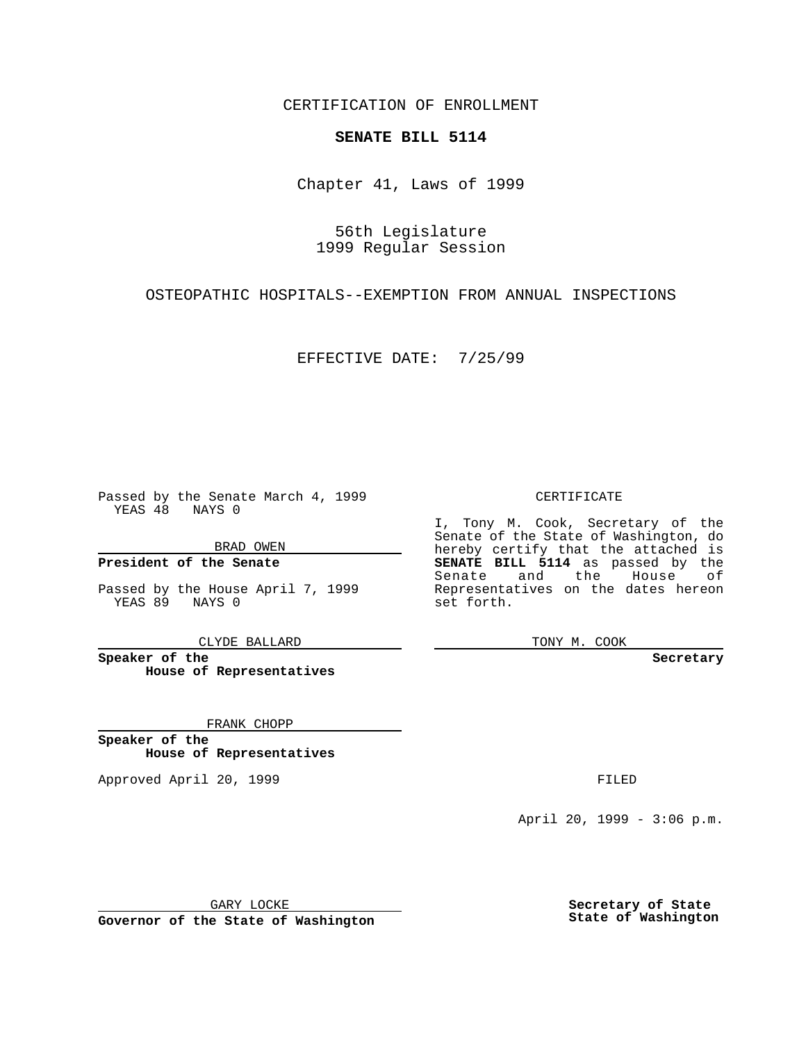CERTIFICATION OF ENROLLMENT

**SENATE BILL 5114**

Chapter 41, Laws of 1999

56th Legislature
1999 Regular Session

OSTEOPATHIC HOSPITALS--EXEMPTION FROM ANNUAL INSPECTIONS

EFFECTIVE DATE: 7/25/99

Passed by the Senate March 4, 1999
YEAS 48 NAYS 0

BRAD OWEN

**President of the Senate**

Passed by the House April 7, 1999
YEAS 89 NAYS 0

CLYDE BALLARD

**Speaker of the House of Representatives**

FRANK CHOPP

**Speaker of the House of Representatives**

Approved April 20, 1999

GARY LOCKE

**Governor of the State of Washington**

CERTIFICATE

I, Tony M. Cook, Secretary of the Senate of the State of Washington, do hereby certify that the attached is **SENATE BILL 5114** as passed by the Senate and the House of Representatives on the dates hereon set forth.

TONY M. COOK

**Secretary**

FILED

April 20, 1999 - 3:06 p.m.

**Secretary of State**
**State of Washington**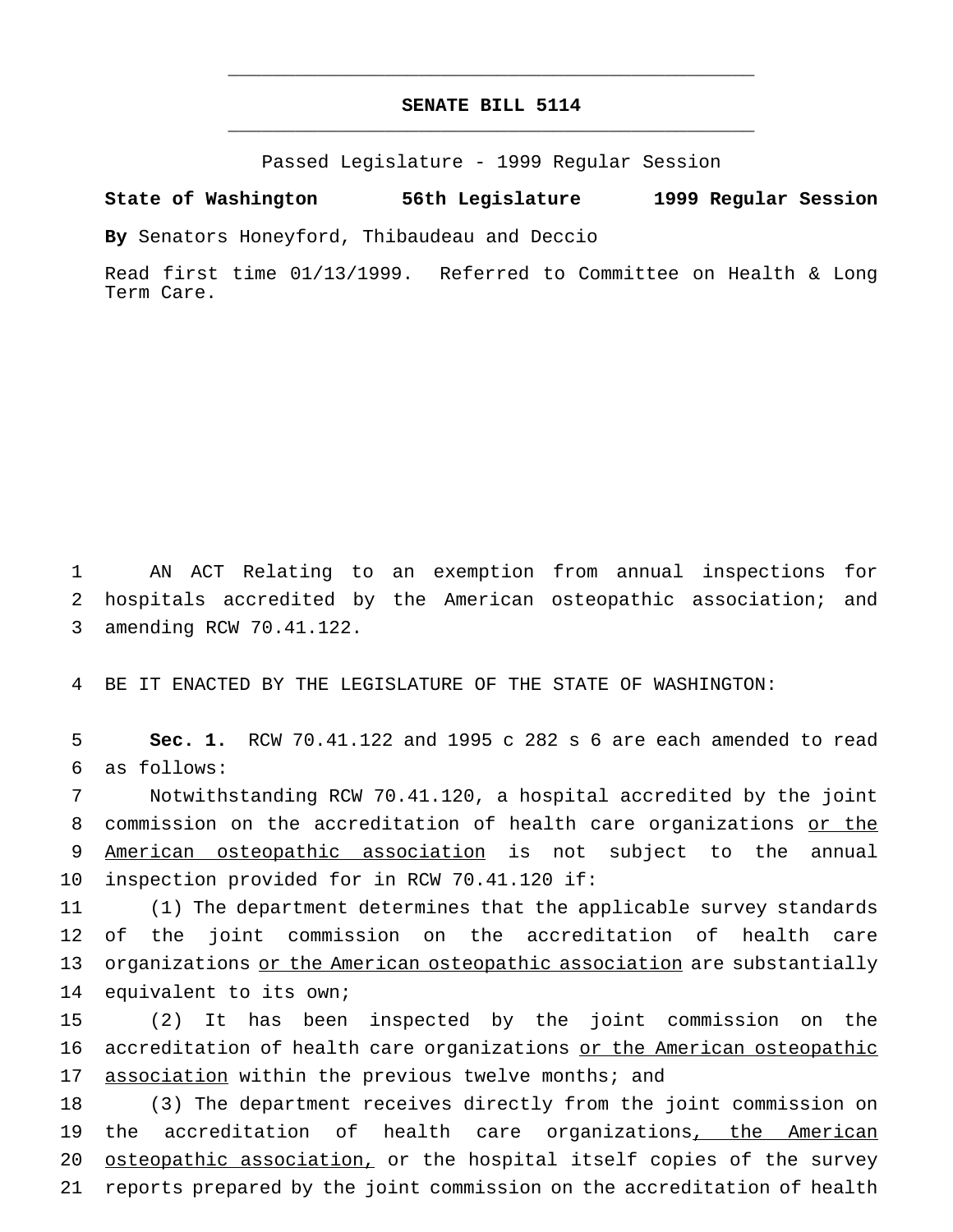# SENATE BILL 5114

Passed Legislature - 1999 Regular Session

**State of Washington 56th Legislature 1999 Regular Session**

**By** Senators Honeyford, Thibaudeau and Deccio

Read first time 01/13/1999. Referred to Committee on Health & Long Term Care.

AN ACT Relating to an exemption from annual inspections for hospitals accredited by the American osteopathic association; and amending RCW 70.41.122.

BE IT ENACTED BY THE LEGISLATURE OF THE STATE OF WASHINGTON:

**Sec. 1.** RCW 70.41.122 and 1995 c 282 s 6 are each amended to read as follows:

Notwithstanding RCW 70.41.120, a hospital accredited by the joint commission on the accreditation of health care organizations <u>or the American osteopathic association</u> is not subject to the annual inspection provided for in RCW 70.41.120 if:

(1) The department determines that the applicable survey standards of the joint commission on the accreditation of health care organizations <u>or the American osteopathic association</u> are substantially equivalent to its own;

(2) It has been inspected by the joint commission on the accreditation of health care organizations <u>or the American osteopathic association</u> within the previous twelve months; and

(3) The department receives directly from the joint commission on the accreditation of health care organizations<u>, the American osteopathic association,</u> or the hospital itself copies of the survey reports prepared by the joint commission on the accreditation of health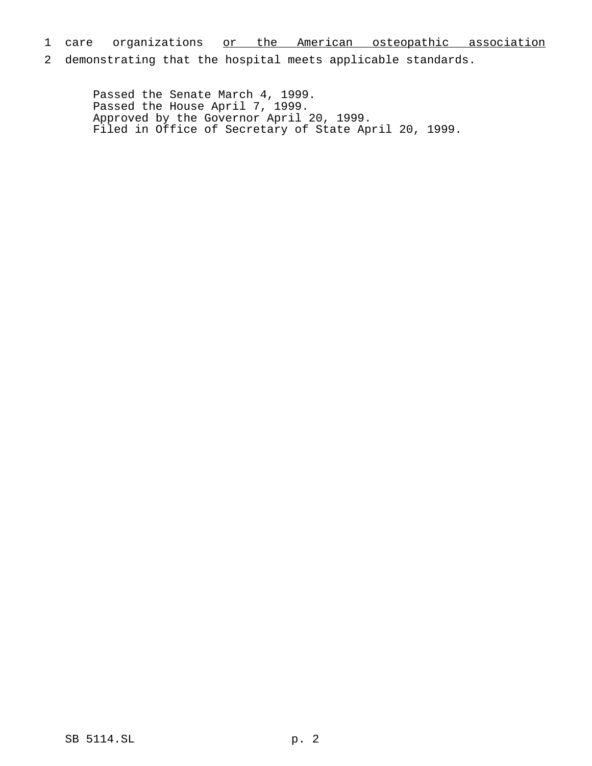care organizations <u>or the American osteopathic association</u> demonstrating that the hospital meets applicable standards.

Passed the Senate March 4, 1999.
Passed the House April 7, 1999.
Approved by the Governor April 20, 1999.
Filed in Office of Secretary of State April 20, 1999.